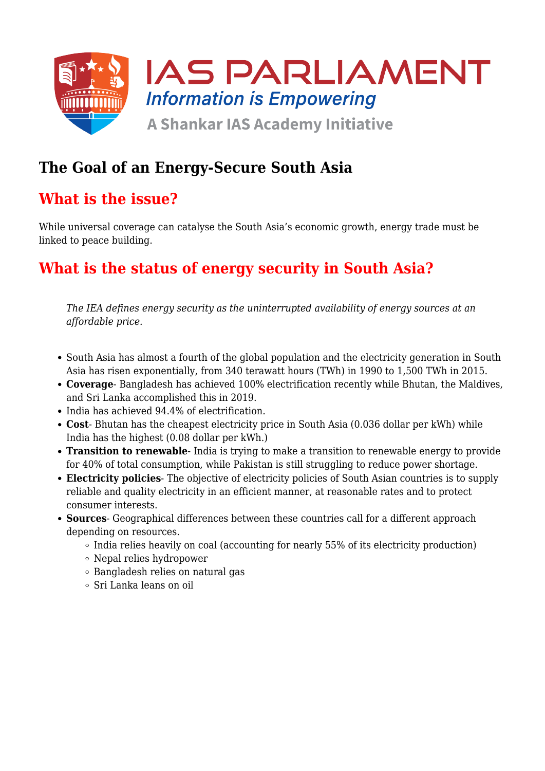# The Goal of an Energy-Secure South Asia

## What is the issue?

While universal coverage can catalyse the South Asia's economic growth, energy trade must be linked to peace building.

## What is the status of energy security in South Asia?

> *The IEA defines energy security as the uninterrupted availability of energy sources at an affordable price.*

- South Asia has almost a fourth of the global population and the electricity generation in South Asia has risen exponentially, from 340 terawatt hours (TWh) in 1990 to 1,500 TWh in 2015.
- **Coverage**- Bangladesh has achieved 100% electrification recently while Bhutan, the Maldives, and Sri Lanka accomplished this in 2019.
- India has achieved 94.4% of electrification.
- **Cost**- Bhutan has the cheapest electricity price in South Asia (0.036 dollar per kWh) while India has the highest (0.08 dollar per kWh.)
- **Transition to renewable**- India is trying to make a transition to renewable energy to provide for 40% of total consumption, while Pakistan is still struggling to reduce power shortage.
- **Electricity policies**- The objective of electricity policies of South Asian countries is to supply reliable and quality electricity in an efficient manner, at reasonable rates and to protect consumer interests.
- **Sources**- Geographical differences between these countries call for a different approach depending on resources.
  - India relies heavily on coal (accounting for nearly 55% of its electricity production)
  - Nepal relies hydropower
  - Bangladesh relies on natural gas
  - Sri Lanka leans on oil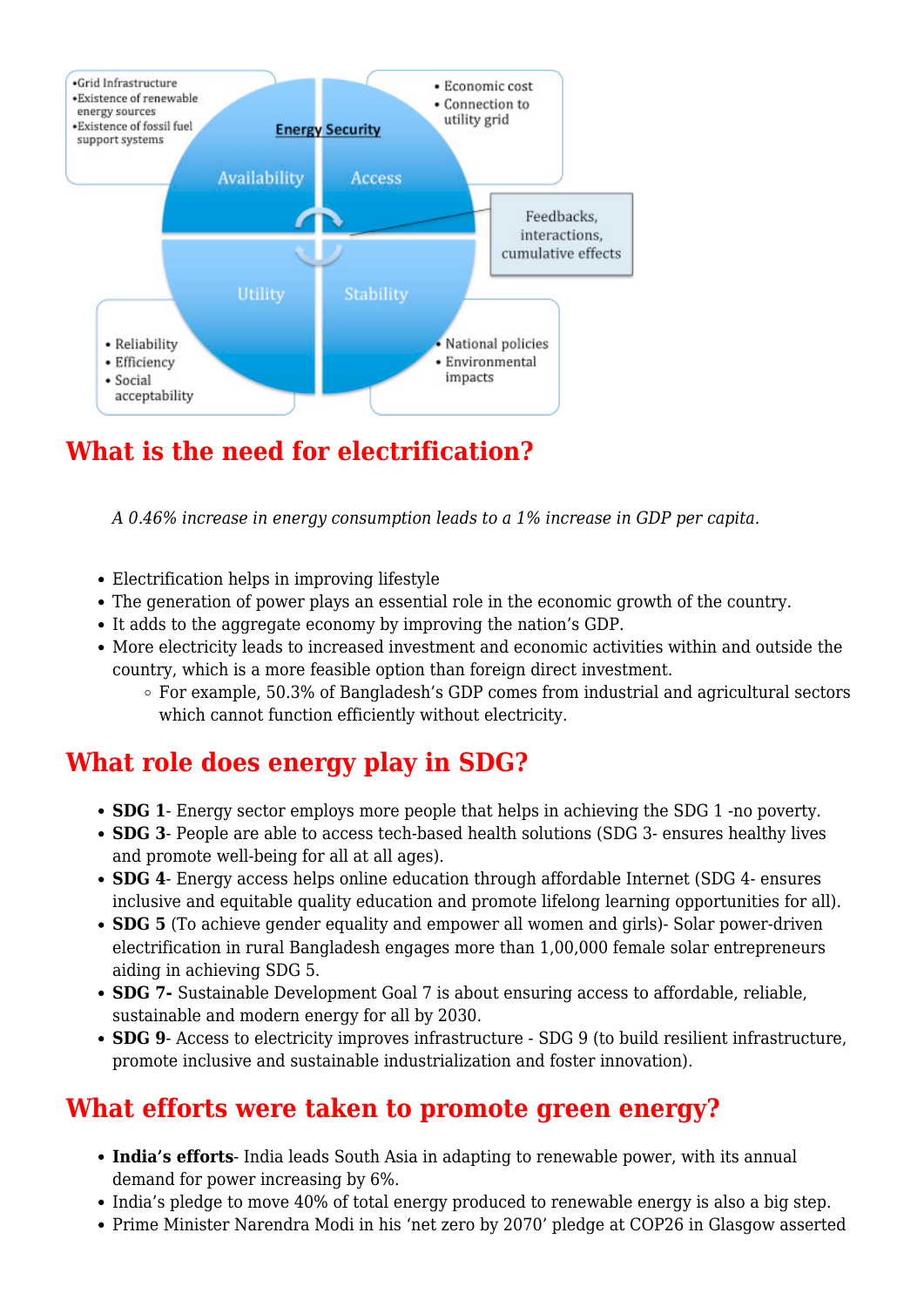**Energy Security**

- **Availability**
  - Grid Infrastructure
  - Existence of renewable energy sources
  - Existence of fossil fuel support systems
- **Access**
  - Economic cost
  - Connection to utility grid
- **Utility**
  - Reliability
  - Efficiency
  - Social acceptability
- **Stability**
  - National policies
  - Environmental impacts

Feedbacks, interactions, cumulative effects

## What is the need for electrification?

*A 0.46% increase in energy consumption leads to a 1% increase in GDP per capita.*

- Electrification helps in improving lifestyle
- The generation of power plays an essential role in the economic growth of the country.
- It adds to the aggregate economy by improving the nation's GDP.
- More electricity leads to increased investment and economic activities within and outside the country, which is a more feasible option than foreign direct investment.
  - For example, 50.3% of Bangladesh's GDP comes from industrial and agricultural sectors which cannot function efficiently without electricity.

## What role does energy play in SDG?

- **SDG 1**- Energy sector employs more people that helps in achieving the SDG 1 -no poverty.
- **SDG 3**- People are able to access tech-based health solutions (SDG 3- ensures healthy lives and promote well-being for all at all ages).
- **SDG 4**- Energy access helps online education through affordable Internet (SDG 4- ensures inclusive and equitable quality education and promote lifelong learning opportunities for all).
- **SDG 5** (To achieve gender equality and empower all women and girls)- Solar power-driven electrification in rural Bangladesh engages more than 1,00,000 female solar entrepreneurs aiding in achieving SDG 5.
- **SDG 7-** Sustainable Development Goal 7 is about ensuring access to affordable, reliable, sustainable and modern energy for all by 2030.
- **SDG 9**- Access to electricity improves infrastructure - SDG 9 (to build resilient infrastructure, promote inclusive and sustainable industrialization and foster innovation).

## What efforts were taken to promote green energy?

- **India's efforts**- India leads South Asia in adapting to renewable power, with its annual demand for power increasing by 6%.
- India's pledge to move 40% of total energy produced to renewable energy is also a big step.
- Prime Minister Narendra Modi in his 'net zero by 2070' pledge at COP26 in Glasgow asserted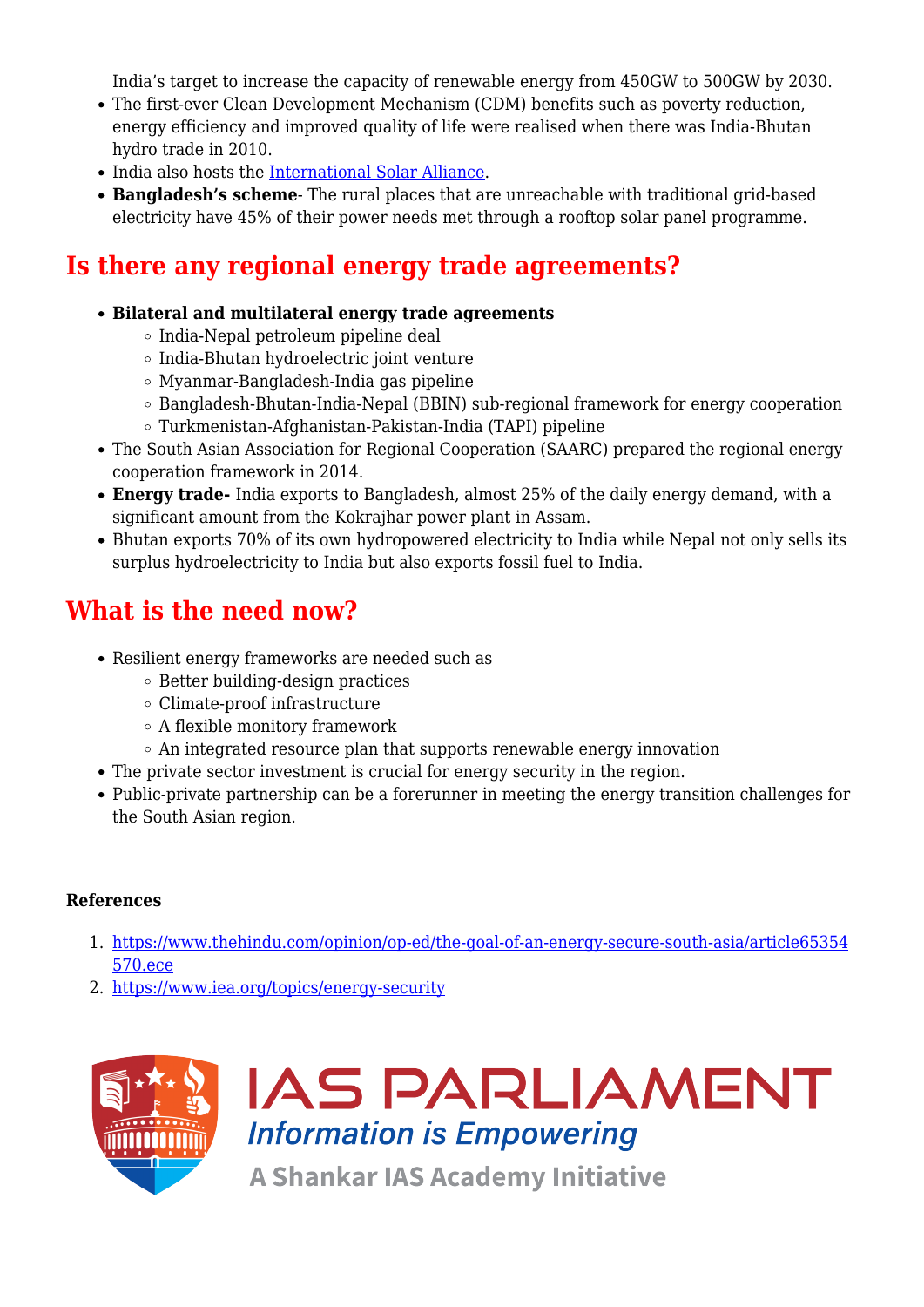India's target to increase the capacity of renewable energy from 450GW to 500GW by 2030.
- The first-ever Clean Development Mechanism (CDM) benefits such as poverty reduction, energy efficiency and improved quality of life were realised when there was India-Bhutan hydro trade in 2010.
- India also hosts the [International Solar Alliance](#).
- **Bangladesh's scheme**- The rural places that are unreachable with traditional grid-based electricity have 45% of their power needs met through a rooftop solar panel programme.

## Is there any regional energy trade agreements?

- **Bilateral and multilateral energy trade agreements**
  - India-Nepal petroleum pipeline deal
  - India-Bhutan hydroelectric joint venture
  - Myanmar-Bangladesh-India gas pipeline
  - Bangladesh-Bhutan-India-Nepal (BBIN) sub-regional framework for energy cooperation
  - Turkmenistan-Afghanistan-Pakistan-India (TAPI) pipeline
- The South Asian Association for Regional Cooperation (SAARC) prepared the regional energy cooperation framework in 2014.
- **Energy trade-** India exports to Bangladesh, almost 25% of the daily energy demand, with a significant amount from the Kokrajhar power plant in Assam.
- Bhutan exports 70% of its own hydropowered electricity to India while Nepal not only sells its surplus hydroelectricity to India but also exports fossil fuel to India.

## What is the need now?

- Resilient energy frameworks are needed such as
  - Better building-design practices
  - Climate-proof infrastructure
  - A flexible monitory framework
  - An integrated resource plan that supports renewable energy innovation
- The private sector investment is crucial for energy security in the region.
- Public-private partnership can be a forerunner in meeting the energy transition challenges for the South Asian region.

**References**

1. https://www.thehindu.com/opinion/op-ed/the-goal-of-an-energy-secure-south-asia/article65354570.ece
2. https://www.iea.org/topics/energy-security

IAS PARLIAMENT
*Information is Empowering*
A Shankar IAS Academy Initiative